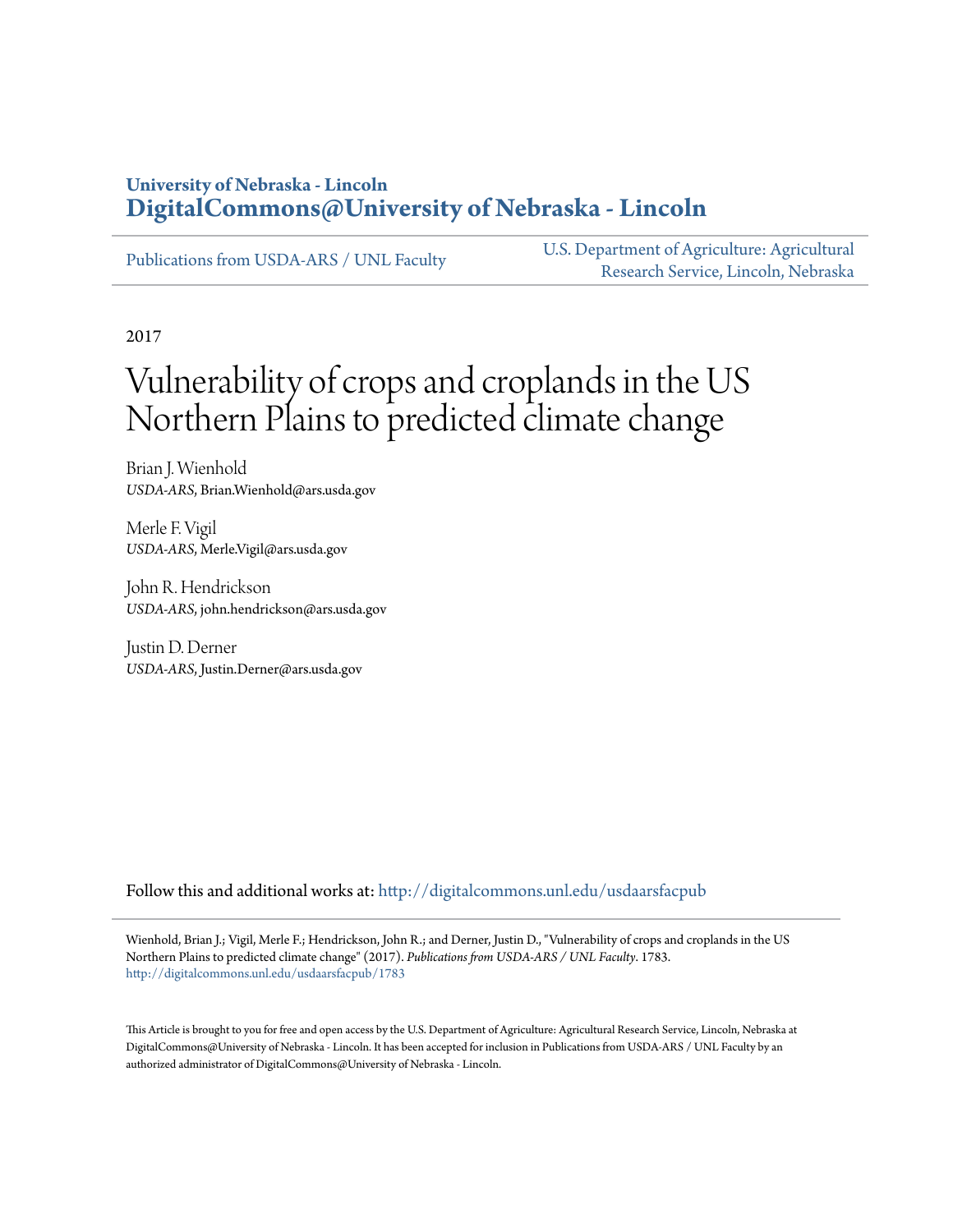University of Nebraska - Lincoln
**DigitalCommons@University of Nebraska - Lincoln**

Publications from USDA-ARS / UNL Faculty

U.S. Department of Agriculture: Agricultural Research Service, Lincoln, Nebraska

2017

# Vulnerability of crops and croplands in the US Northern Plains to predicted climate change

Brian J. Wienhold
*USDA-ARS*, Brian.Wienhold@ars.usda.gov

Merle F. Vigil
*USDA-ARS*, Merle.Vigil@ars.usda.gov

John R. Hendrickson
*USDA-ARS*, john.hendrickson@ars.usda.gov

Justin D. Derner
*USDA-ARS*, Justin.Derner@ars.usda.gov

Follow this and additional works at: http://digitalcommons.unl.edu/usdaarsfacpub

Wienhold, Brian J.; Vigil, Merle F.; Hendrickson, John R.; and Derner, Justin D., "Vulnerability of crops and croplands in the US Northern Plains to predicted climate change" (2017). *Publications from USDA-ARS / UNL Faculty*. 1783.
http://digitalcommons.unl.edu/usdaarsfacpub/1783

This Article is brought to you for free and open access by the U.S. Department of Agriculture: Agricultural Research Service, Lincoln, Nebraska at DigitalCommons@University of Nebraska - Lincoln. It has been accepted for inclusion in Publications from USDA-ARS / UNL Faculty by an authorized administrator of DigitalCommons@University of Nebraska - Lincoln.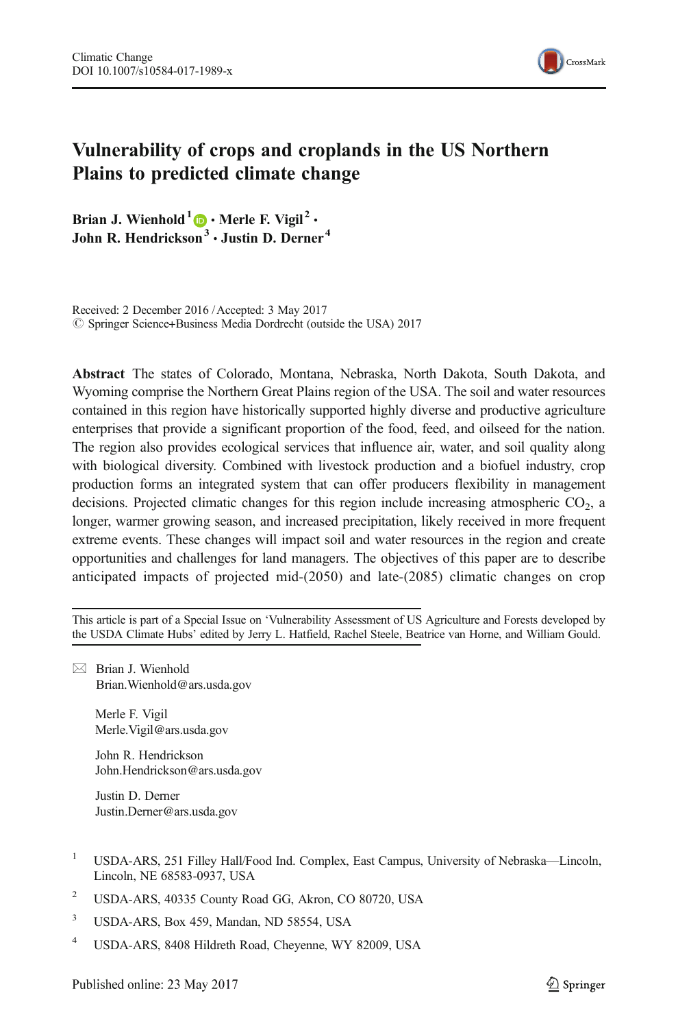# Vulnerability of crops and croplands in the US Northern Plains to predicted climate change

**Brian J. Wienhold**[1] · **Merle F. Vigil**[2] · **John R. Hendrickson**[3] · **Justin D. Derner**[4]

Received: 2 December 2016 / Accepted: 3 May 2017
© Springer Science+Business Media Dordrecht (outside the USA) 2017

**Abstract** The states of Colorado, Montana, Nebraska, North Dakota, South Dakota, and Wyoming comprise the Northern Great Plains region of the USA. The soil and water resources contained in this region have historically supported highly diverse and productive agriculture enterprises that provide a significant proportion of the food, feed, and oilseed for the nation. The region also provides ecological services that influence air, water, and soil quality along with biological diversity. Combined with livestock production and a biofuel industry, crop production forms an integrated system that can offer producers flexibility in management decisions. Projected climatic changes for this region include increasing atmospheric $CO_2$, a longer, warmer growing season, and increased precipitation, likely received in more frequent extreme events. These changes will impact soil and water resources in the region and create opportunities and challenges for land managers. The objectives of this paper are to describe anticipated impacts of projected mid-(2050) and late-(2085) climatic changes on crop

This article is part of a Special Issue on 'Vulnerability Assessment of US Agriculture and Forests developed by the USDA Climate Hubs' edited by Jerry L. Hatfield, Rachel Steele, Beatrice van Horne, and William Gould.

✉ Brian J. Wienhold
Brian.Wienhold@ars.usda.gov

Merle F. Vigil
Merle.Vigil@ars.usda.gov

John R. Hendrickson
John.Hendrickson@ars.usda.gov

Justin D. Derner
Justin.Derner@ars.usda.gov

[1] USDA-ARS, 251 Filley Hall/Food Ind. Complex, East Campus, University of Nebraska—Lincoln, Lincoln, NE 68583-0937, USA

[2] USDA-ARS, 40335 County Road GG, Akron, CO 80720, USA

[3] USDA-ARS, Box 459, Mandan, ND 58554, USA

[4] USDA-ARS, 8408 Hildreth Road, Cheyenne, WY 82009, USA

Published online: 23 May 2017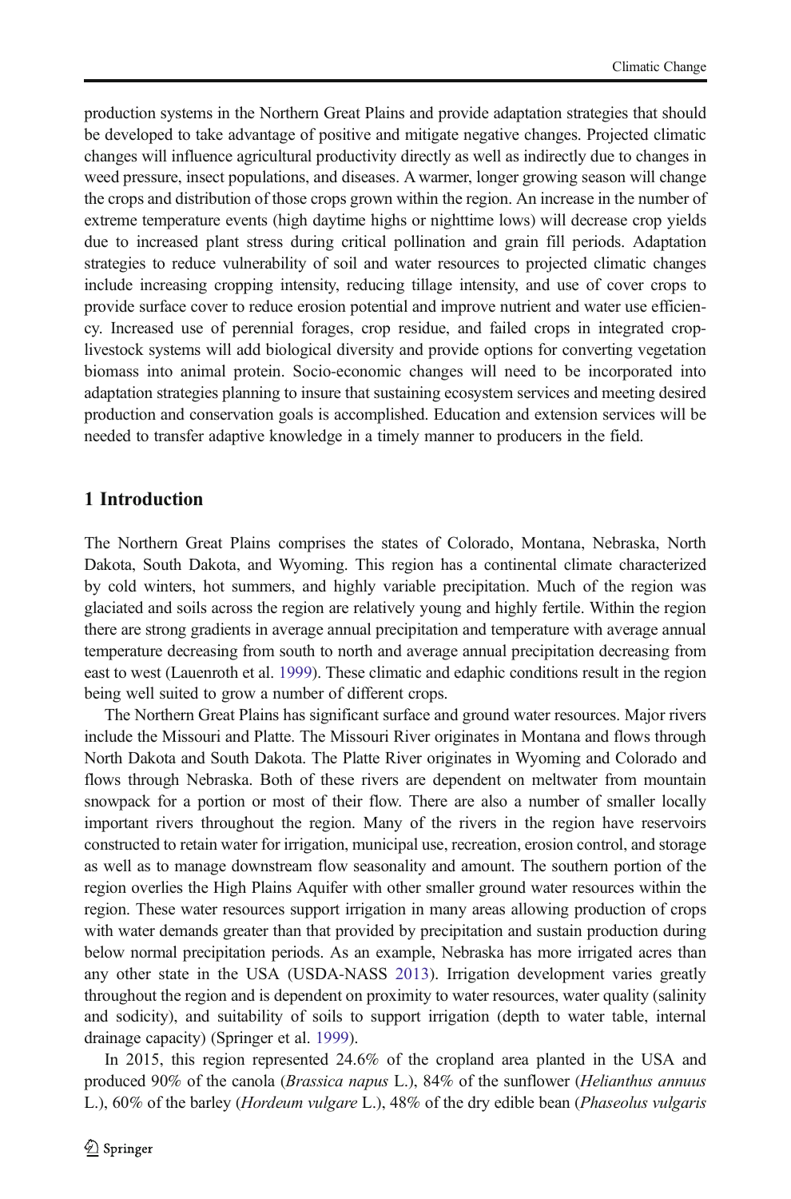production systems in the Northern Great Plains and provide adaptation strategies that should be developed to take advantage of positive and mitigate negative changes. Projected climatic changes will influence agricultural productivity directly as well as indirectly due to changes in weed pressure, insect populations, and diseases. A warmer, longer growing season will change the crops and distribution of those crops grown within the region. An increase in the number of extreme temperature events (high daytime highs or nighttime lows) will decrease crop yields due to increased plant stress during critical pollination and grain fill periods. Adaptation strategies to reduce vulnerability of soil and water resources to projected climatic changes include increasing cropping intensity, reducing tillage intensity, and use of cover crops to provide surface cover to reduce erosion potential and improve nutrient and water use efficiency. Increased use of perennial forages, crop residue, and failed crops in integrated crop-livestock systems will add biological diversity and provide options for converting vegetation biomass into animal protein. Socio-economic changes will need to be incorporated into adaptation strategies planning to insure that sustaining ecosystem services and meeting desired production and conservation goals is accomplished. Education and extension services will be needed to transfer adaptive knowledge in a timely manner to producers in the field.

## 1 Introduction

The Northern Great Plains comprises the states of Colorado, Montana, Nebraska, North Dakota, South Dakota, and Wyoming. This region has a continental climate characterized by cold winters, hot summers, and highly variable precipitation. Much of the region was glaciated and soils across the region are relatively young and highly fertile. Within the region there are strong gradients in average annual precipitation and temperature with average annual temperature decreasing from south to north and average annual precipitation decreasing from east to west (Lauenroth et al. 1999). These climatic and edaphic conditions result in the region being well suited to grow a number of different crops.

The Northern Great Plains has significant surface and ground water resources. Major rivers include the Missouri and Platte. The Missouri River originates in Montana and flows through North Dakota and South Dakota. The Platte River originates in Wyoming and Colorado and flows through Nebraska. Both of these rivers are dependent on meltwater from mountain snowpack for a portion or most of their flow. There are also a number of smaller locally important rivers throughout the region. Many of the rivers in the region have reservoirs constructed to retain water for irrigation, municipal use, recreation, erosion control, and storage as well as to manage downstream flow seasonality and amount. The southern portion of the region overlies the High Plains Aquifer with other smaller ground water resources within the region. These water resources support irrigation in many areas allowing production of crops with water demands greater than that provided by precipitation and sustain production during below normal precipitation periods. As an example, Nebraska has more irrigated acres than any other state in the USA (USDA-NASS 2013). Irrigation development varies greatly throughout the region and is dependent on proximity to water resources, water quality (salinity and sodicity), and suitability of soils to support irrigation (depth to water table, internal drainage capacity) (Springer et al. 1999).

In 2015, this region represented 24.6% of the cropland area planted in the USA and produced 90% of the canola (*Brassica napus* L.), 84% of the sunflower (*Helianthus annuus* L.), 60% of the barley (*Hordeum vulgare* L.), 48% of the dry edible bean (*Phaseolus vulgaris*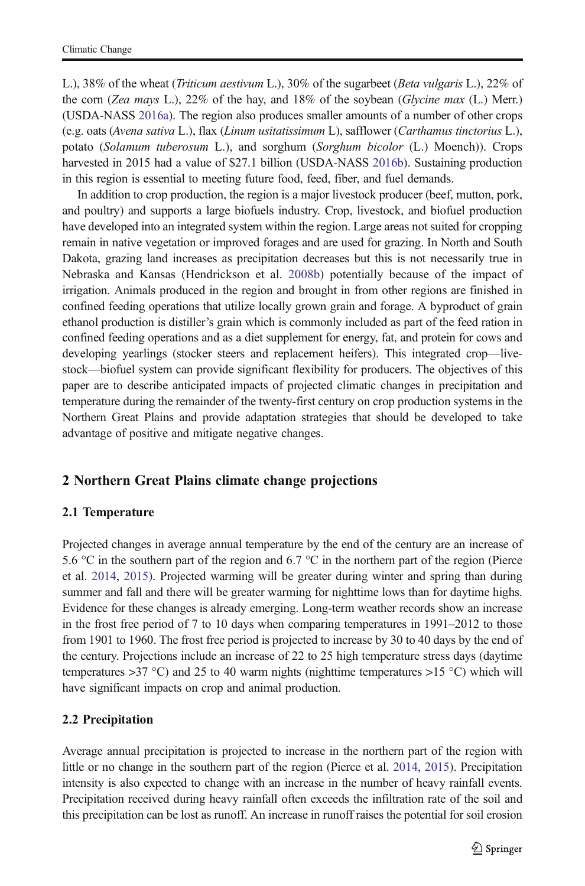L.), 38% of the wheat (*Triticum aestivum* L.), 30% of the sugarbeet (*Beta vulgaris* L.), 22% of the corn (*Zea mays* L.), 22% of the hay, and 18% of the soybean (*Glycine max* (L.) Merr.) (USDA-NASS 2016a). The region also produces smaller amounts of a number of other crops (e.g. oats (*Avena sativa* L.), flax (*Linum usitatissimum* L), safflower (*Carthamus tinctorius* L.), potato (*Solamum tuberosum* L.), and sorghum (*Sorghum bicolor* (L.) Moench)). Crops harvested in 2015 had a value of \$27.1 billion (USDA-NASS 2016b). Sustaining production in this region is essential to meeting future food, feed, fiber, and fuel demands.

In addition to crop production, the region is a major livestock producer (beef, mutton, pork, and poultry) and supports a large biofuels industry. Crop, livestock, and biofuel production have developed into an integrated system within the region. Large areas not suited for cropping remain in native vegetation or improved forages and are used for grazing. In North and South Dakota, grazing land increases as precipitation decreases but this is not necessarily true in Nebraska and Kansas (Hendrickson et al. 2008b) potentially because of the impact of irrigation. Animals produced in the region and brought in from other regions are finished in confined feeding operations that utilize locally grown grain and forage. A byproduct of grain ethanol production is distiller's grain which is commonly included as part of the feed ration in confined feeding operations and as a diet supplement for energy, fat, and protein for cows and developing yearlings (stocker steers and replacement heifers). This integrated crop—livestock—biofuel system can provide significant flexibility for producers. The objectives of this paper are to describe anticipated impacts of projected climatic changes in precipitation and temperature during the remainder of the twenty-first century on crop production systems in the Northern Great Plains and provide adaptation strategies that should be developed to take advantage of positive and mitigate negative changes.

## 2 Northern Great Plains climate change projections

### 2.1 Temperature

Projected changes in average annual temperature by the end of the century are an increase of 5.6 °C in the southern part of the region and 6.7 °C in the northern part of the region (Pierce et al. 2014, 2015). Projected warming will be greater during winter and spring than during summer and fall and there will be greater warming for nighttime lows than for daytime highs. Evidence for these changes is already emerging. Long-term weather records show an increase in the frost free period of 7 to 10 days when comparing temperatures in 1991–2012 to those from 1901 to 1960. The frost free period is projected to increase by 30 to 40 days by the end of the century. Projections include an increase of 22 to 25 high temperature stress days (daytime temperatures >37 °C) and 25 to 40 warm nights (nighttime temperatures >15 °C) which will have significant impacts on crop and animal production.

### 2.2 Precipitation

Average annual precipitation is projected to increase in the northern part of the region with little or no change in the southern part of the region (Pierce et al. 2014, 2015). Precipitation intensity is also expected to change with an increase in the number of heavy rainfall events. Precipitation received during heavy rainfall often exceeds the infiltration rate of the soil and this precipitation can be lost as runoff. An increase in runoff raises the potential for soil erosion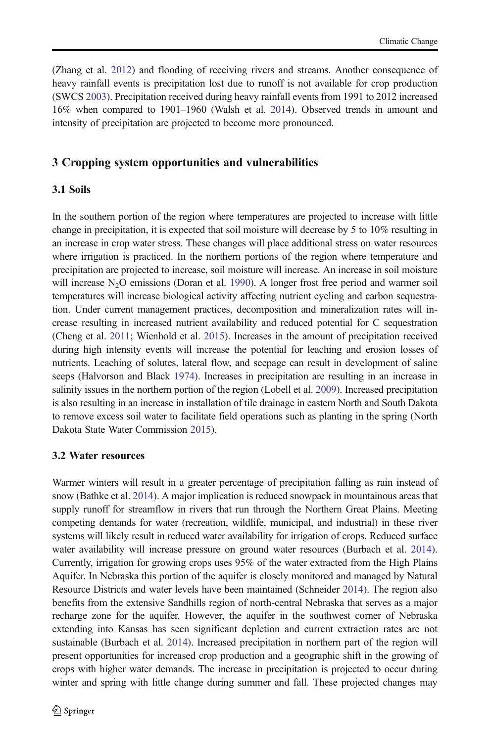(Zhang et al. 2012) and flooding of receiving rivers and streams. Another consequence of heavy rainfall events is precipitation lost due to runoff is not available for crop production (SWCS 2003). Precipitation received during heavy rainfall events from 1991 to 2012 increased 16% when compared to 1901–1960 (Walsh et al. 2014). Observed trends in amount and intensity of precipitation are projected to become more pronounced.

## 3 Cropping system opportunities and vulnerabilities

### 3.1 Soils

In the southern portion of the region where temperatures are projected to increase with little change in precipitation, it is expected that soil moisture will decrease by 5 to 10% resulting in an increase in crop water stress. These changes will place additional stress on water resources where irrigation is practiced. In the northern portions of the region where temperature and precipitation are projected to increase, soil moisture will increase. An increase in soil moisture will increase $N_2O$ emissions (Doran et al. 1990). A longer frost free period and warmer soil temperatures will increase biological activity affecting nutrient cycling and carbon sequestration. Under current management practices, decomposition and mineralization rates will increase resulting in increased nutrient availability and reduced potential for C sequestration (Cheng et al. 2011; Wienhold et al. 2015). Increases in the amount of precipitation received during high intensity events will increase the potential for leaching and erosion losses of nutrients. Leaching of solutes, lateral flow, and seepage can result in development of saline seeps (Halvorson and Black 1974). Increases in precipitation are resulting in an increase in salinity issues in the northern portion of the region (Lobell et al. 2009). Increased precipitation is also resulting in an increase in installation of tile drainage in eastern North and South Dakota to remove excess soil water to facilitate field operations such as planting in the spring (North Dakota State Water Commission 2015).

### 3.2 Water resources

Warmer winters will result in a greater percentage of precipitation falling as rain instead of snow (Bathke et al. 2014). A major implication is reduced snowpack in mountainous areas that supply runoff for streamflow in rivers that run through the Northern Great Plains. Meeting competing demands for water (recreation, wildlife, municipal, and industrial) in these river systems will likely result in reduced water availability for irrigation of crops. Reduced surface water availability will increase pressure on ground water resources (Burbach et al. 2014). Currently, irrigation for growing crops uses 95% of the water extracted from the High Plains Aquifer. In Nebraska this portion of the aquifer is closely monitored and managed by Natural Resource Districts and water levels have been maintained (Schneider 2014). The region also benefits from the extensive Sandhills region of north-central Nebraska that serves as a major recharge zone for the aquifer. However, the aquifer in the southwest corner of Nebraska extending into Kansas has seen significant depletion and current extraction rates are not sustainable (Burbach et al. 2014). Increased precipitation in northern part of the region will present opportunities for increased crop production and a geographic shift in the growing of crops with higher water demands. The increase in precipitation is projected to occur during winter and spring with little change during summer and fall. These projected changes may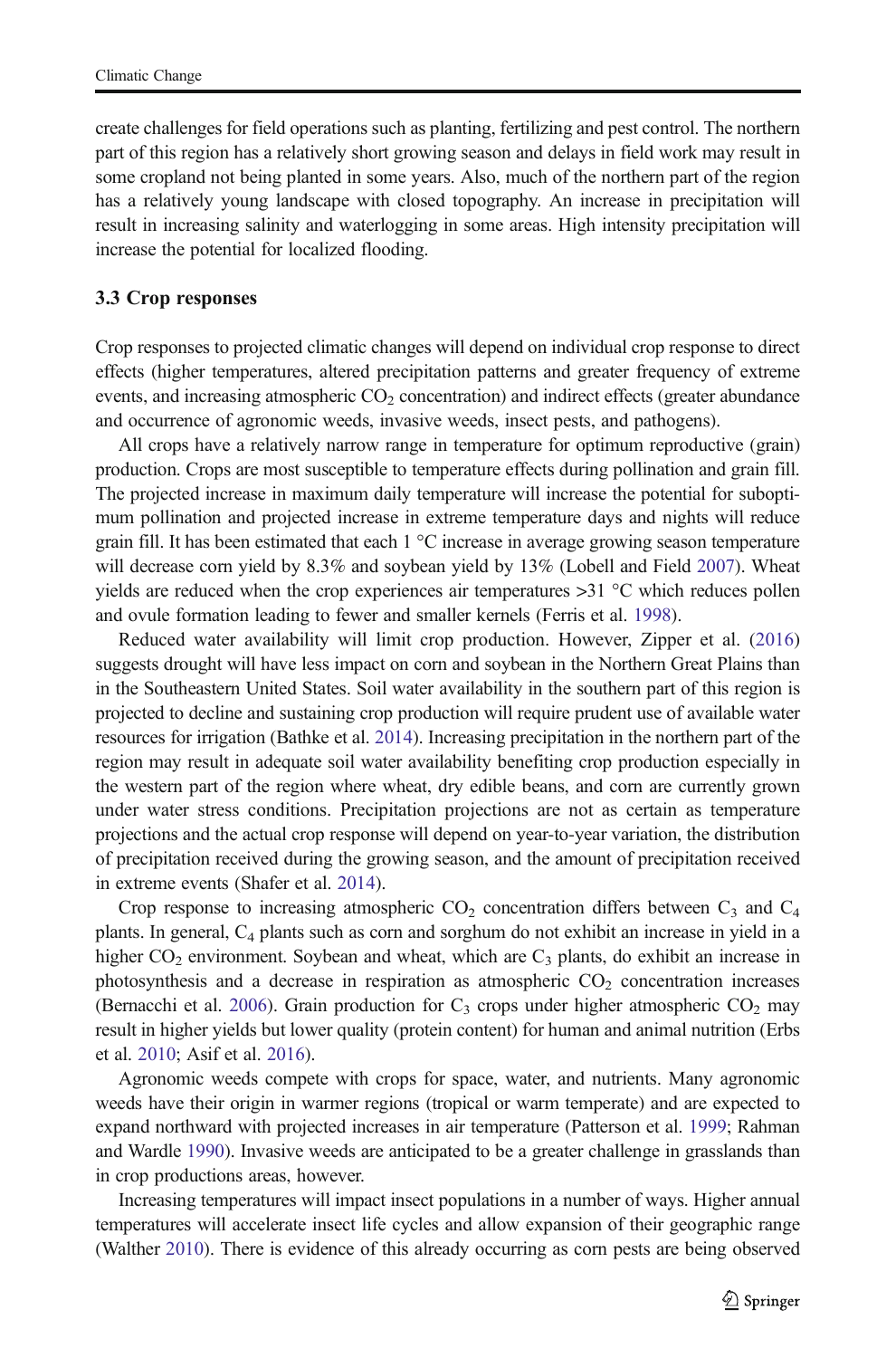create challenges for field operations such as planting, fertilizing and pest control. The northern part of this region has a relatively short growing season and delays in field work may result in some cropland not being planted in some years. Also, much of the northern part of the region has a relatively young landscape with closed topography. An increase in precipitation will result in increasing salinity and waterlogging in some areas. High intensity precipitation will increase the potential for localized flooding.

### 3.3 Crop responses

Crop responses to projected climatic changes will depend on individual crop response to direct effects (higher temperatures, altered precipitation patterns and greater frequency of extreme events, and increasing atmospheric $CO_2$ concentration) and indirect effects (greater abundance and occurrence of agronomic weeds, invasive weeds, insect pests, and pathogens).

All crops have a relatively narrow range in temperature for optimum reproductive (grain) production. Crops are most susceptible to temperature effects during pollination and grain fill. The projected increase in maximum daily temperature will increase the potential for suboptimum pollination and projected increase in extreme temperature days and nights will reduce grain fill. It has been estimated that each 1 °C increase in average growing season temperature will decrease corn yield by 8.3% and soybean yield by 13% (Lobell and Field 2007). Wheat yields are reduced when the crop experiences air temperatures >31 °C which reduces pollen and ovule formation leading to fewer and smaller kernels (Ferris et al. 1998).

Reduced water availability will limit crop production. However, Zipper et al. (2016) suggests drought will have less impact on corn and soybean in the Northern Great Plains than in the Southeastern United States. Soil water availability in the southern part of this region is projected to decline and sustaining crop production will require prudent use of available water resources for irrigation (Bathke et al. 2014). Increasing precipitation in the northern part of the region may result in adequate soil water availability benefiting crop production especially in the western part of the region where wheat, dry edible beans, and corn are currently grown under water stress conditions. Precipitation projections are not as certain as temperature projections and the actual crop response will depend on year-to-year variation, the distribution of precipitation received during the growing season, and the amount of precipitation received in extreme events (Shafer et al. 2014).

Crop response to increasing atmospheric $CO_2$ concentration differs between $C_3$ and $C_4$ plants. In general, $C_4$ plants such as corn and sorghum do not exhibit an increase in yield in a higher $CO_2$ environment. Soybean and wheat, which are $C_3$ plants, do exhibit an increase in photosynthesis and a decrease in respiration as atmospheric $CO_2$ concentration increases (Bernacchi et al. 2006). Grain production for $C_3$ crops under higher atmospheric $CO_2$ may result in higher yields but lower quality (protein content) for human and animal nutrition (Erbs et al. 2010; Asif et al. 2016).

Agronomic weeds compete with crops for space, water, and nutrients. Many agronomic weeds have their origin in warmer regions (tropical or warm temperate) and are expected to expand northward with projected increases in air temperature (Patterson et al. 1999; Rahman and Wardle 1990). Invasive weeds are anticipated to be a greater challenge in grasslands than in crop productions areas, however.

Increasing temperatures will impact insect populations in a number of ways. Higher annual temperatures will accelerate insect life cycles and allow expansion of their geographic range (Walther 2010). There is evidence of this already occurring as corn pests are being observed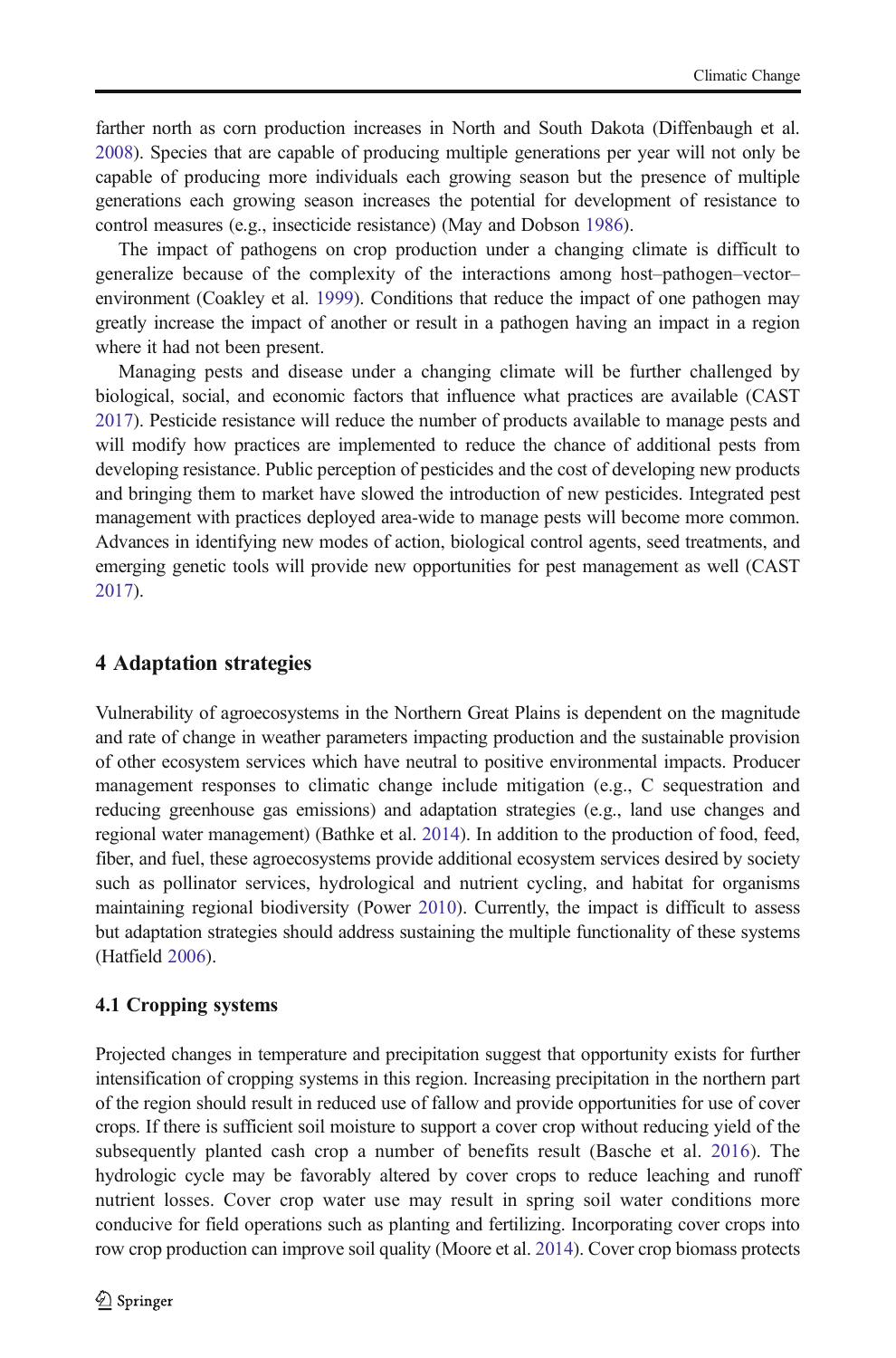farther north as corn production increases in North and South Dakota (Diffenbaugh et al. 2008). Species that are capable of producing multiple generations per year will not only be capable of producing more individuals each growing season but the presence of multiple generations each growing season increases the potential for development of resistance to control measures (e.g., insecticide resistance) (May and Dobson 1986).

The impact of pathogens on crop production under a changing climate is difficult to generalize because of the complexity of the interactions among host–pathogen–vector–environment (Coakley et al. 1999). Conditions that reduce the impact of one pathogen may greatly increase the impact of another or result in a pathogen having an impact in a region where it had not been present.

Managing pests and disease under a changing climate will be further challenged by biological, social, and economic factors that influence what practices are available (CAST 2017). Pesticide resistance will reduce the number of products available to manage pests and will modify how practices are implemented to reduce the chance of additional pests from developing resistance. Public perception of pesticides and the cost of developing new products and bringing them to market have slowed the introduction of new pesticides. Integrated pest management with practices deployed area-wide to manage pests will become more common. Advances in identifying new modes of action, biological control agents, seed treatments, and emerging genetic tools will provide new opportunities for pest management as well (CAST 2017).

## 4 Adaptation strategies

Vulnerability of agroecosystems in the Northern Great Plains is dependent on the magnitude and rate of change in weather parameters impacting production and the sustainable provision of other ecosystem services which have neutral to positive environmental impacts. Producer management responses to climatic change include mitigation (e.g., C sequestration and reducing greenhouse gas emissions) and adaptation strategies (e.g., land use changes and regional water management) (Bathke et al. 2014). In addition to the production of food, feed, fiber, and fuel, these agroecosystems provide additional ecosystem services desired by society such as pollinator services, hydrological and nutrient cycling, and habitat for organisms maintaining regional biodiversity (Power 2010). Currently, the impact is difficult to assess but adaptation strategies should address sustaining the multiple functionality of these systems (Hatfield 2006).

### 4.1 Cropping systems

Projected changes in temperature and precipitation suggest that opportunity exists for further intensification of cropping systems in this region. Increasing precipitation in the northern part of the region should result in reduced use of fallow and provide opportunities for use of cover crops. If there is sufficient soil moisture to support a cover crop without reducing yield of the subsequently planted cash crop a number of benefits result (Basche et al. 2016). The hydrologic cycle may be favorably altered by cover crops to reduce leaching and runoff nutrient losses. Cover crop water use may result in spring soil water conditions more conducive for field operations such as planting and fertilizing. Incorporating cover crops into row crop production can improve soil quality (Moore et al. 2014). Cover crop biomass protects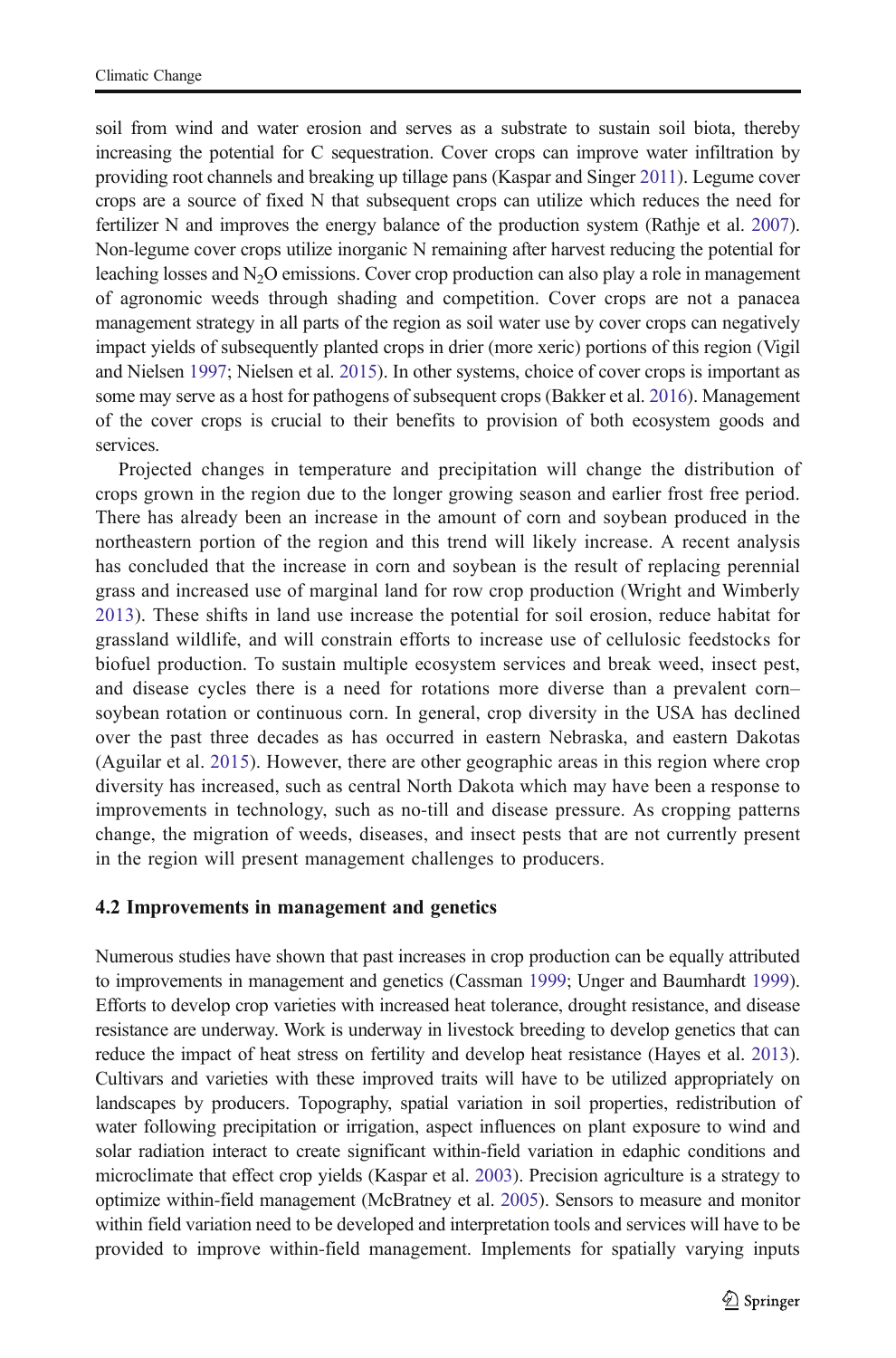soil from wind and water erosion and serves as a substrate to sustain soil biota, thereby increasing the potential for C sequestration. Cover crops can improve water infiltration by providing root channels and breaking up tillage pans (Kaspar and Singer 2011). Legume cover crops are a source of fixed N that subsequent crops can utilize which reduces the need for fertilizer N and improves the energy balance of the production system (Rathje et al. 2007). Non-legume cover crops utilize inorganic N remaining after harvest reducing the potential for leaching losses and $N_2O$ emissions. Cover crop production can also play a role in management of agronomic weeds through shading and competition. Cover crops are not a panacea management strategy in all parts of the region as soil water use by cover crops can negatively impact yields of subsequently planted crops in drier (more xeric) portions of this region (Vigil and Nielsen 1997; Nielsen et al. 2015). In other systems, choice of cover crops is important as some may serve as a host for pathogens of subsequent crops (Bakker et al. 2016). Management of the cover crops is crucial to their benefits to provision of both ecosystem goods and services.

Projected changes in temperature and precipitation will change the distribution of crops grown in the region due to the longer growing season and earlier frost free period. There has already been an increase in the amount of corn and soybean produced in the northeastern portion of the region and this trend will likely increase. A recent analysis has concluded that the increase in corn and soybean is the result of replacing perennial grass and increased use of marginal land for row crop production (Wright and Wimberly 2013). These shifts in land use increase the potential for soil erosion, reduce habitat for grassland wildlife, and will constrain efforts to increase use of cellulosic feedstocks for biofuel production. To sustain multiple ecosystem services and break weed, insect pest, and disease cycles there is a need for rotations more diverse than a prevalent corn–soybean rotation or continuous corn. In general, crop diversity in the USA has declined over the past three decades as has occurred in eastern Nebraska, and eastern Dakotas (Aguilar et al. 2015). However, there are other geographic areas in this region where crop diversity has increased, such as central North Dakota which may have been a response to improvements in technology, such as no-till and disease pressure. As cropping patterns change, the migration of weeds, diseases, and insect pests that are not currently present in the region will present management challenges to producers.

### 4.2 Improvements in management and genetics

Numerous studies have shown that past increases in crop production can be equally attributed to improvements in management and genetics (Cassman 1999; Unger and Baumhardt 1999). Efforts to develop crop varieties with increased heat tolerance, drought resistance, and disease resistance are underway. Work is underway in livestock breeding to develop genetics that can reduce the impact of heat stress on fertility and develop heat resistance (Hayes et al. 2013). Cultivars and varieties with these improved traits will have to be utilized appropriately on landscapes by producers. Topography, spatial variation in soil properties, redistribution of water following precipitation or irrigation, aspect influences on plant exposure to wind and solar radiation interact to create significant within-field variation in edaphic conditions and microclimate that effect crop yields (Kaspar et al. 2003). Precision agriculture is a strategy to optimize within-field management (McBratney et al. 2005). Sensors to measure and monitor within field variation need to be developed and interpretation tools and services will have to be provided to improve within-field management. Implements for spatially varying inputs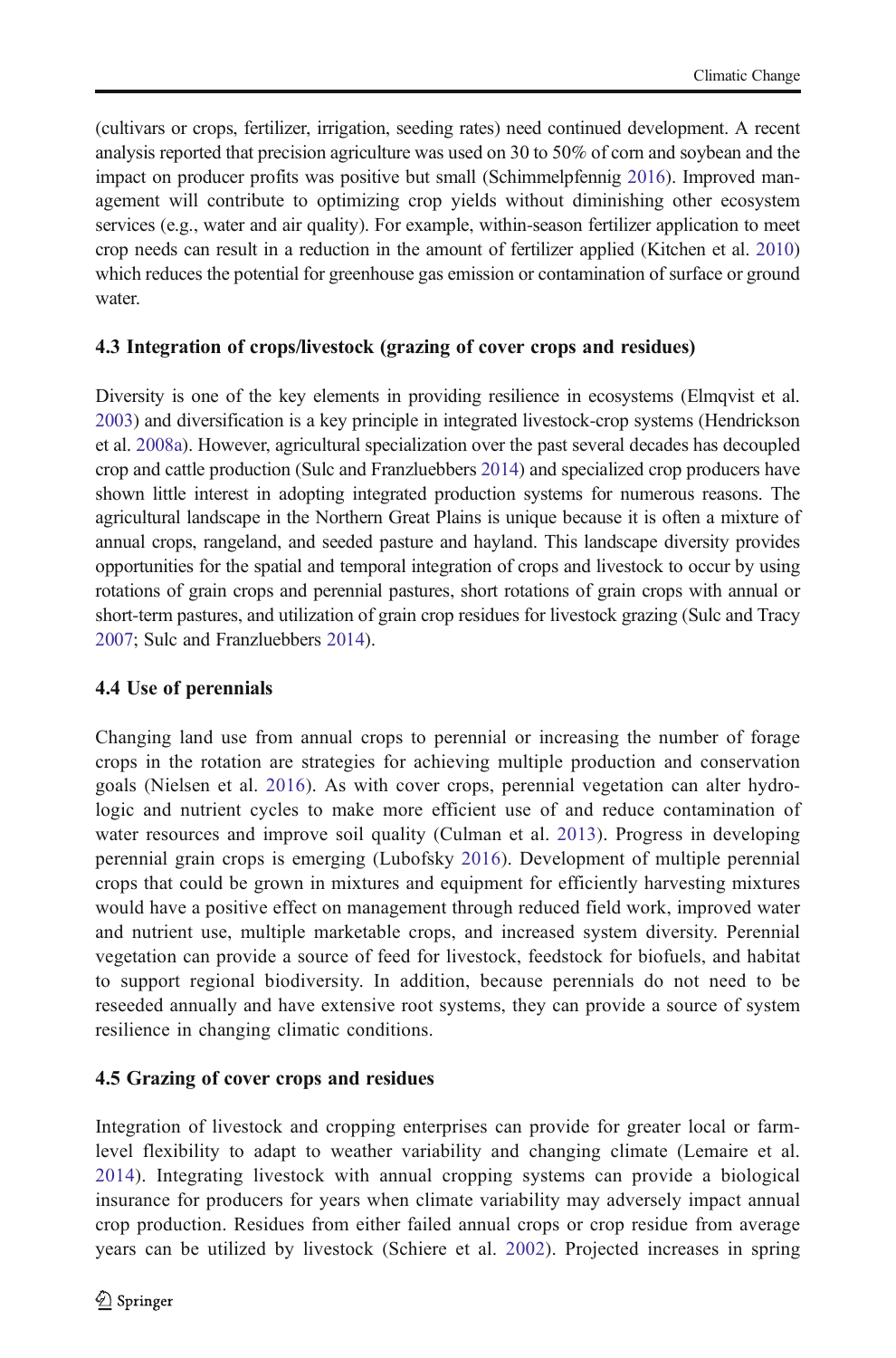(cultivars or crops, fertilizer, irrigation, seeding rates) need continued development. A recent analysis reported that precision agriculture was used on 30 to 50% of corn and soybean and the impact on producer profits was positive but small (Schimmelpfennig 2016). Improved management will contribute to optimizing crop yields without diminishing other ecosystem services (e.g., water and air quality). For example, within-season fertilizer application to meet crop needs can result in a reduction in the amount of fertilizer applied (Kitchen et al. 2010) which reduces the potential for greenhouse gas emission or contamination of surface or ground water.

### 4.3 Integration of crops/livestock (grazing of cover crops and residues)

Diversity is one of the key elements in providing resilience in ecosystems (Elmqvist et al. 2003) and diversification is a key principle in integrated livestock-crop systems (Hendrickson et al. 2008a). However, agricultural specialization over the past several decades has decoupled crop and cattle production (Sulc and Franzluebbers 2014) and specialized crop producers have shown little interest in adopting integrated production systems for numerous reasons. The agricultural landscape in the Northern Great Plains is unique because it is often a mixture of annual crops, rangeland, and seeded pasture and hayland. This landscape diversity provides opportunities for the spatial and temporal integration of crops and livestock to occur by using rotations of grain crops and perennial pastures, short rotations of grain crops with annual or short-term pastures, and utilization of grain crop residues for livestock grazing (Sulc and Tracy 2007; Sulc and Franzluebbers 2014).

### 4.4 Use of perennials

Changing land use from annual crops to perennial or increasing the number of forage crops in the rotation are strategies for achieving multiple production and conservation goals (Nielsen et al. 2016). As with cover crops, perennial vegetation can alter hydrologic and nutrient cycles to make more efficient use of and reduce contamination of water resources and improve soil quality (Culman et al. 2013). Progress in developing perennial grain crops is emerging (Lubofsky 2016). Development of multiple perennial crops that could be grown in mixtures and equipment for efficiently harvesting mixtures would have a positive effect on management through reduced field work, improved water and nutrient use, multiple marketable crops, and increased system diversity. Perennial vegetation can provide a source of feed for livestock, feedstock for biofuels, and habitat to support regional biodiversity. In addition, because perennials do not need to be reseeded annually and have extensive root systems, they can provide a source of system resilience in changing climatic conditions.

### 4.5 Grazing of cover crops and residues

Integration of livestock and cropping enterprises can provide for greater local or farm-level flexibility to adapt to weather variability and changing climate (Lemaire et al. 2014). Integrating livestock with annual cropping systems can provide a biological insurance for producers for years when climate variability may adversely impact annual crop production. Residues from either failed annual crops or crop residue from average years can be utilized by livestock (Schiere et al. 2002). Projected increases in spring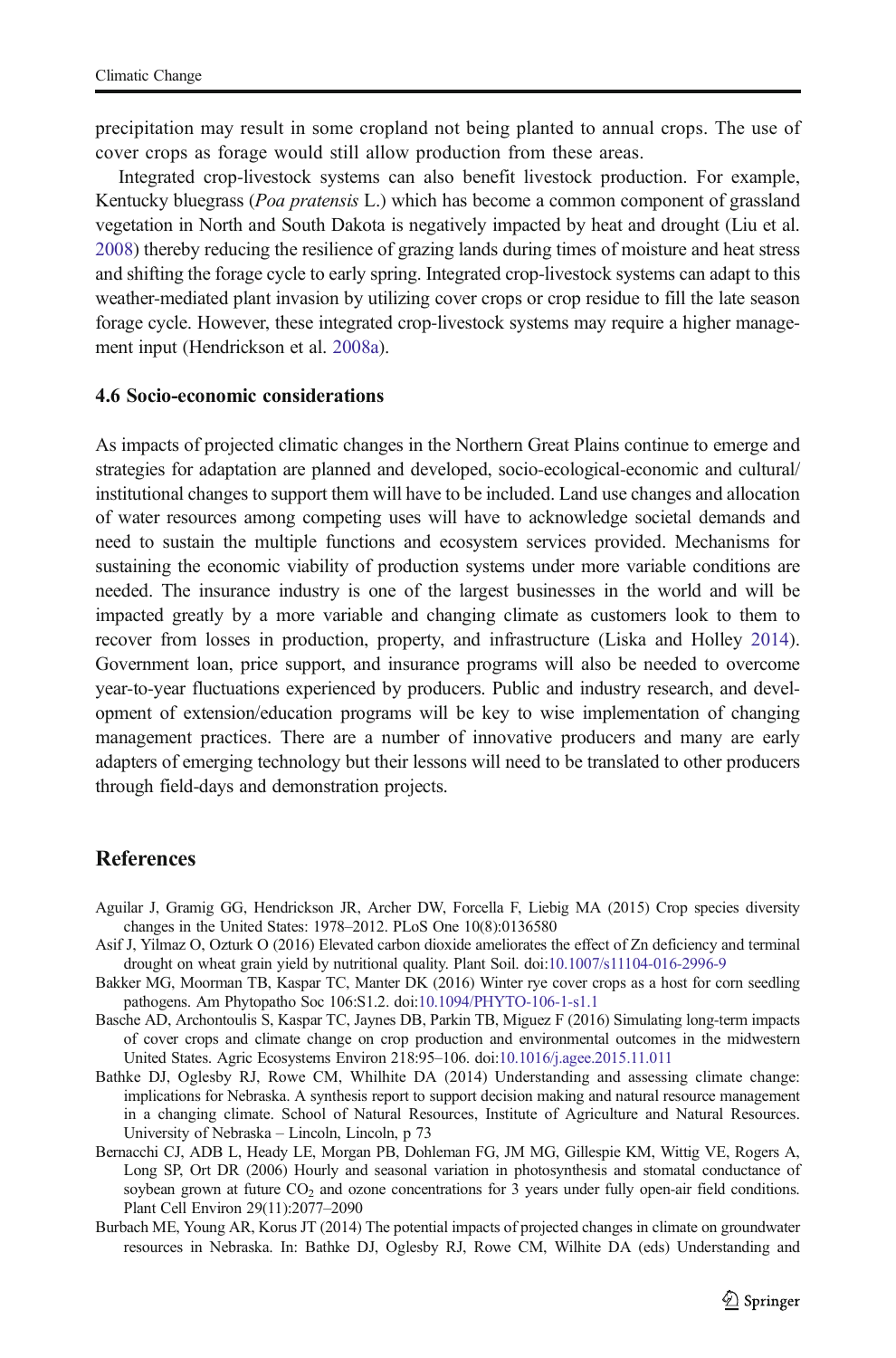precipitation may result in some cropland not being planted to annual crops. The use of cover crops as forage would still allow production from these areas.

Integrated crop-livestock systems can also benefit livestock production. For example, Kentucky bluegrass (*Poa pratensis* L.) which has become a common component of grassland vegetation in North and South Dakota is negatively impacted by heat and drought (Liu et al. 2008) thereby reducing the resilience of grazing lands during times of moisture and heat stress and shifting the forage cycle to early spring. Integrated crop-livestock systems can adapt to this weather-mediated plant invasion by utilizing cover crops or crop residue to fill the late season forage cycle. However, these integrated crop-livestock systems may require a higher management input (Hendrickson et al. 2008a).

### 4.6 Socio-economic considerations

As impacts of projected climatic changes in the Northern Great Plains continue to emerge and strategies for adaptation are planned and developed, socio-ecological-economic and cultural/institutional changes to support them will have to be included. Land use changes and allocation of water resources among competing uses will have to acknowledge societal demands and need to sustain the multiple functions and ecosystem services provided. Mechanisms for sustaining the economic viability of production systems under more variable conditions are needed. The insurance industry is one of the largest businesses in the world and will be impacted greatly by a more variable and changing climate as customers look to them to recover from losses in production, property, and infrastructure (Liska and Holley 2014). Government loan, price support, and insurance programs will also be needed to overcome year-to-year fluctuations experienced by producers. Public and industry research, and development of extension/education programs will be key to wise implementation of changing management practices. There are a number of innovative producers and many are early adapters of emerging technology but their lessons will need to be translated to other producers through field-days and demonstration projects.

## References

Aguilar J, Gramig GG, Hendrickson JR, Archer DW, Forcella F, Liebig MA (2015) Crop species diversity changes in the United States: 1978–2012. PLoS One 10(8):0136580

Asif J, Yilmaz O, Ozturk O (2016) Elevated carbon dioxide ameliorates the effect of Zn deficiency and terminal drought on wheat grain yield by nutritional quality. Plant Soil. doi:10.1007/s11104-016-2996-9

Bakker MG, Moorman TB, Kaspar TC, Manter DK (2016) Winter rye cover crops as a host for corn seedling pathogens. Am Phytopatho Soc 106:S1.2. doi:10.1094/PHYTO-106-1-s1.1

Basche AD, Archontoulis S, Kaspar TC, Jaynes DB, Parkin TB, Miguez F (2016) Simulating long-term impacts of cover crops and climate change on crop production and environmental outcomes in the midwestern United States. Agric Ecosystems Environ 218:95–106. doi:10.1016/j.agee.2015.11.011

Bathke DJ, Oglesby RJ, Rowe CM, Whilhite DA (2014) Understanding and assessing climate change: implications for Nebraska. A synthesis report to support decision making and natural resource management in a changing climate. School of Natural Resources, Institute of Agriculture and Natural Resources. University of Nebraska – Lincoln, Lincoln, p 73

Bernacchi CJ, ADB L, Heady LE, Morgan PB, Dohleman FG, JM MG, Gillespie KM, Wittig VE, Rogers A, Long SP, Ort DR (2006) Hourly and seasonal variation in photosynthesis and stomatal conductance of soybean grown at future $CO_2$ and ozone concentrations for 3 years under fully open-air field conditions. Plant Cell Environ 29(11):2077–2090

Burbach ME, Young AR, Korus JT (2014) The potential impacts of projected changes in climate on groundwater resources in Nebraska. In: Bathke DJ, Oglesby RJ, Rowe CM, Wilhite DA (eds) Understanding and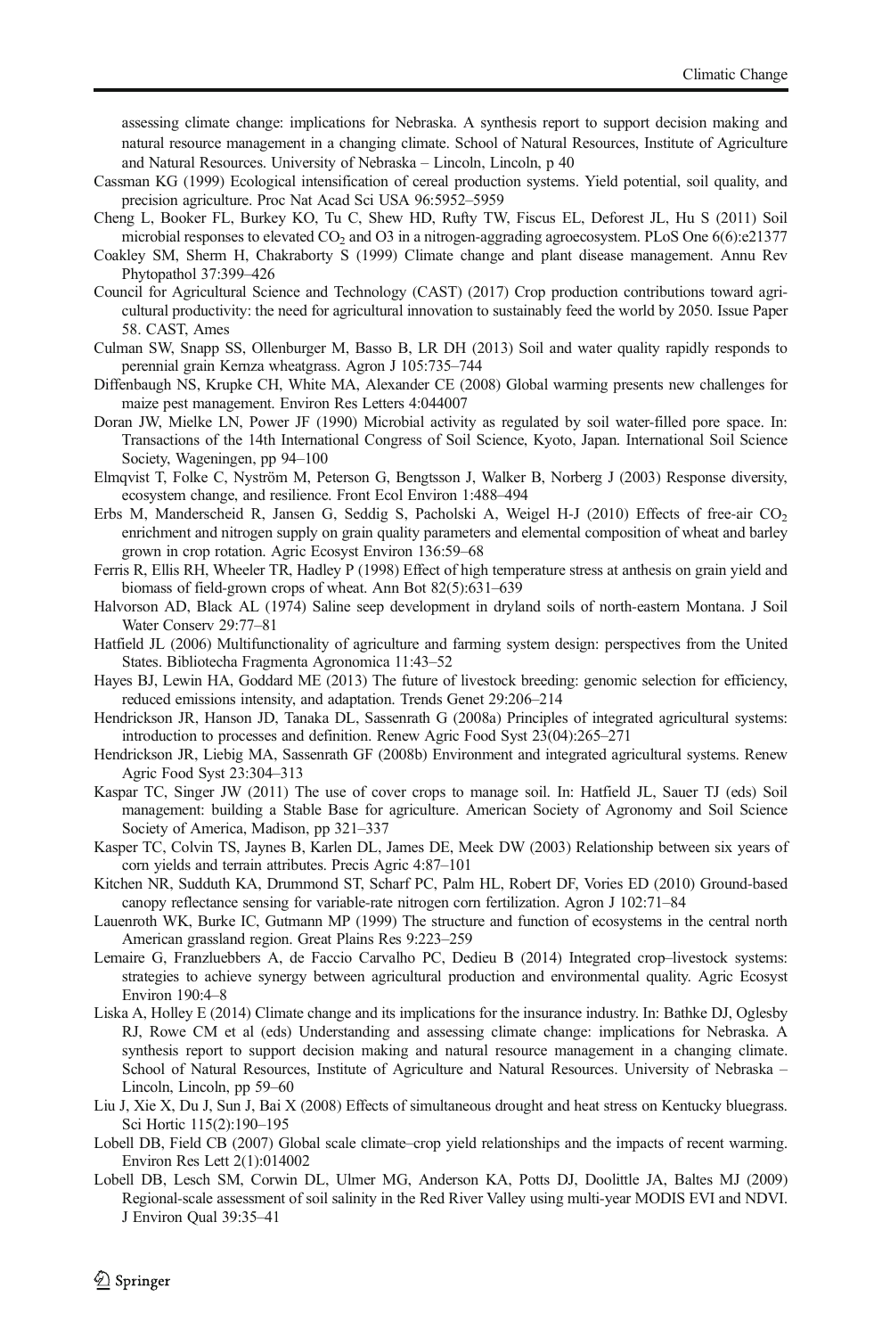assessing climate change: implications for Nebraska. A synthesis report to support decision making and natural resource management in a changing climate. School of Natural Resources, Institute of Agriculture and Natural Resources. University of Nebraska – Lincoln, Lincoln, p 40

Cassman KG (1999) Ecological intensification of cereal production systems. Yield potential, soil quality, and precision agriculture. Proc Nat Acad Sci USA 96:5952–5959

Cheng L, Booker FL, Burkey KO, Tu C, Shew HD, Rufty TW, Fiscus EL, Deforest JL, Hu S (2011) Soil microbial responses to elevated $CO_2$ and O3 in a nitrogen-aggrading agroecosystem. PLoS One 6(6):e21377

Coakley SM, Sherm H, Chakraborty S (1999) Climate change and plant disease management. Annu Rev Phytopathol 37:399–426

Council for Agricultural Science and Technology (CAST) (2017) Crop production contributions toward agricultural productivity: the need for agricultural innovation to sustainably feed the world by 2050. Issue Paper 58. CAST, Ames

Culman SW, Snapp SS, Ollenburger M, Basso B, LR DH (2013) Soil and water quality rapidly responds to perennial grain Kernza wheatgrass. Agron J 105:735–744

Diffenbaugh NS, Krupke CH, White MA, Alexander CE (2008) Global warming presents new challenges for maize pest management. Environ Res Letters 4:044007

Doran JW, Mielke LN, Power JF (1990) Microbial activity as regulated by soil water-filled pore space. In: Transactions of the 14th International Congress of Soil Science, Kyoto, Japan. International Soil Science Society, Wageningen, pp 94–100

Elmqvist T, Folke C, Nyström M, Peterson G, Bengtsson J, Walker B, Norberg J (2003) Response diversity, ecosystem change, and resilience. Front Ecol Environ 1:488–494

Erbs M, Manderscheid R, Jansen G, Seddig S, Pacholski A, Weigel H-J (2010) Effects of free-air $CO_2$ enrichment and nitrogen supply on grain quality parameters and elemental composition of wheat and barley grown in crop rotation. Agric Ecosyst Environ 136:59–68

Ferris R, Ellis RH, Wheeler TR, Hadley P (1998) Effect of high temperature stress at anthesis on grain yield and biomass of field-grown crops of wheat. Ann Bot 82(5):631–639

Halvorson AD, Black AL (1974) Saline seep development in dryland soils of north-eastern Montana. J Soil Water Conserv 29:77–81

Hatfield JL (2006) Multifunctionality of agriculture and farming system design: perspectives from the United States. Bibliotecha Fragmenta Agronomica 11:43–52

Hayes BJ, Lewin HA, Goddard ME (2013) The future of livestock breeding: genomic selection for efficiency, reduced emissions intensity, and adaptation. Trends Genet 29:206–214

Hendrickson JR, Hanson JD, Tanaka DL, Sassenrath G (2008a) Principles of integrated agricultural systems: introduction to processes and definition. Renew Agric Food Syst 23(04):265–271

Hendrickson JR, Liebig MA, Sassenrath GF (2008b) Environment and integrated agricultural systems. Renew Agric Food Syst 23:304–313

Kaspar TC, Singer JW (2011) The use of cover crops to manage soil. In: Hatfield JL, Sauer TJ (eds) Soil management: building a Stable Base for agriculture. American Society of Agronomy and Soil Science Society of America, Madison, pp 321–337

Kasper TC, Colvin TS, Jaynes B, Karlen DL, James DE, Meek DW (2003) Relationship between six years of corn yields and terrain attributes. Precis Agric 4:87–101

Kitchen NR, Sudduth KA, Drummond ST, Scharf PC, Palm HL, Robert DF, Vories ED (2010) Ground-based canopy reflectance sensing for variable-rate nitrogen corn fertilization. Agron J 102:71–84

Lauenroth WK, Burke IC, Gutmann MP (1999) The structure and function of ecosystems in the central north American grassland region. Great Plains Res 9:223–259

Lemaire G, Franzluebbers A, de Faccio Carvalho PC, Dedieu B (2014) Integrated crop–livestock systems: strategies to achieve synergy between agricultural production and environmental quality. Agric Ecosyst Environ 190:4–8

Liska A, Holley E (2014) Climate change and its implications for the insurance industry. In: Bathke DJ, Oglesby RJ, Rowe CM et al (eds) Understanding and assessing climate change: implications for Nebraska. A synthesis report to support decision making and natural resource management in a changing climate. School of Natural Resources, Institute of Agriculture and Natural Resources. University of Nebraska – Lincoln, Lincoln, pp 59–60

Liu J, Xie X, Du J, Sun J, Bai X (2008) Effects of simultaneous drought and heat stress on Kentucky bluegrass. Sci Hortic 115(2):190–195

Lobell DB, Field CB (2007) Global scale climate–crop yield relationships and the impacts of recent warming. Environ Res Lett 2(1):014002

Lobell DB, Lesch SM, Corwin DL, Ulmer MG, Anderson KA, Potts DJ, Doolittle JA, Baltes MJ (2009) Regional-scale assessment of soil salinity in the Red River Valley using multi-year MODIS EVI and NDVI. J Environ Qual 39:35–41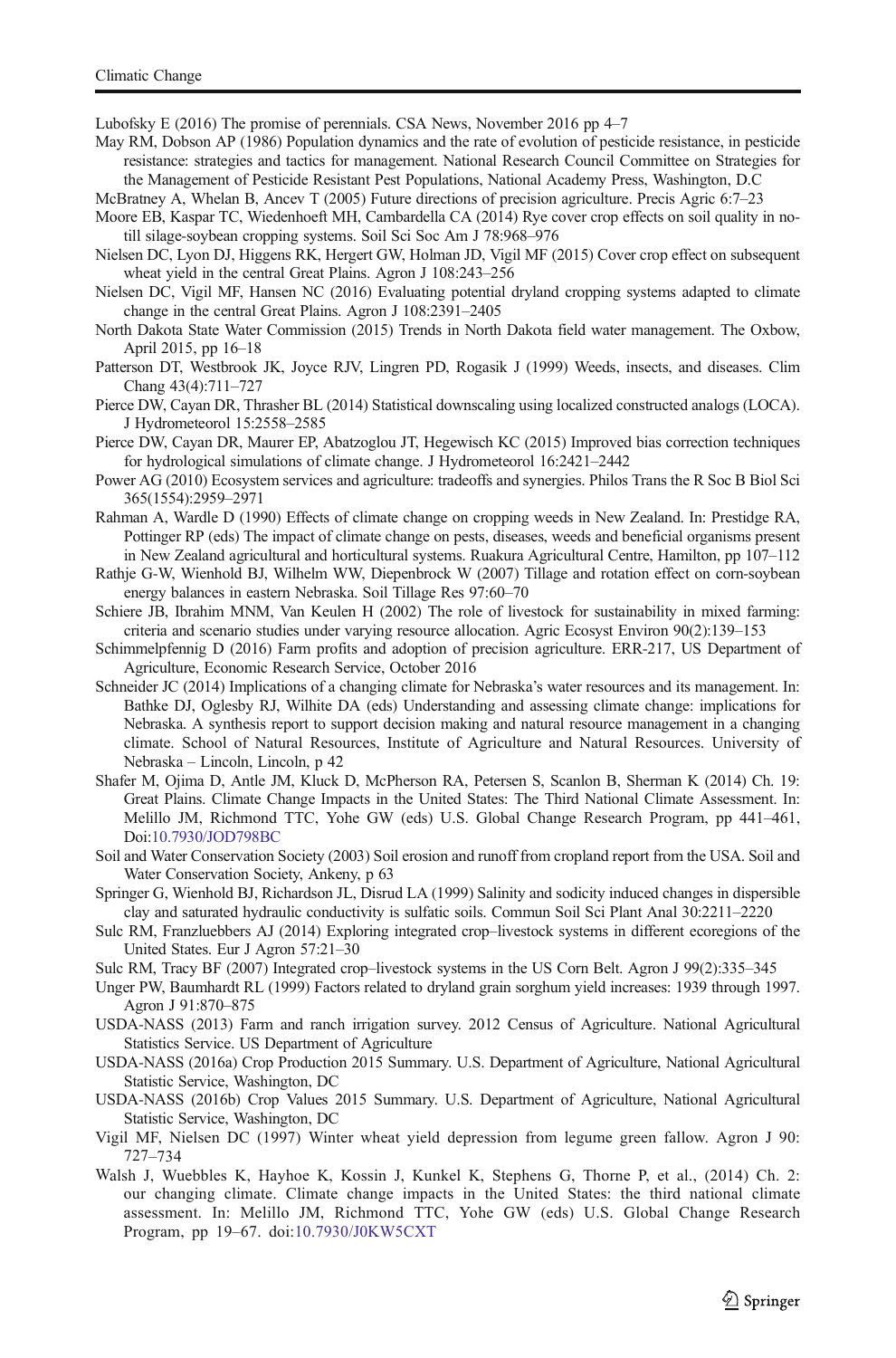Lubofsky E (2016) The promise of perennials. CSA News, November 2016 pp 4–7

May RM, Dobson AP (1986) Population dynamics and the rate of evolution of pesticide resistance, in pesticide resistance: strategies and tactics for management. National Research Council Committee on Strategies for the Management of Pesticide Resistant Pest Populations, National Academy Press, Washington, D.C

McBratney A, Whelan B, Ancev T (2005) Future directions of precision agriculture. Precis Agric 6:7–23

Moore EB, Kaspar TC, Wiedenhoeft MH, Cambardella CA (2014) Rye cover crop effects on soil quality in no-till silage-soybean cropping systems. Soil Sci Soc Am J 78:968–976

Nielsen DC, Lyon DJ, Higgens RK, Hergert GW, Holman JD, Vigil MF (2015) Cover crop effect on subsequent wheat yield in the central Great Plains. Agron J 108:243–256

Nielsen DC, Vigil MF, Hansen NC (2016) Evaluating potential dryland cropping systems adapted to climate change in the central Great Plains. Agron J 108:2391–2405

North Dakota State Water Commission (2015) Trends in North Dakota field water management. The Oxbow, April 2015, pp 16–18

Patterson DT, Westbrook JK, Joyce RJV, Lingren PD, Rogasik J (1999) Weeds, insects, and diseases. Clim Chang 43(4):711–727

Pierce DW, Cayan DR, Thrasher BL (2014) Statistical downscaling using localized constructed analogs (LOCA). J Hydrometeorol 15:2558–2585

Pierce DW, Cayan DR, Maurer EP, Abatzoglou JT, Hegewisch KC (2015) Improved bias correction techniques for hydrological simulations of climate change. J Hydrometeorol 16:2421–2442

Power AG (2010) Ecosystem services and agriculture: tradeoffs and synergies. Philos Trans the R Soc B Biol Sci 365(1554):2959–2971

Rahman A, Wardle D (1990) Effects of climate change on cropping weeds in New Zealand. In: Prestidge RA, Pottinger RP (eds) The impact of climate change on pests, diseases, weeds and beneficial organisms present in New Zealand agricultural and horticultural systems. Ruakura Agricultural Centre, Hamilton, pp 107–112

Rathje G-W, Wienhold BJ, Wilhelm WW, Diepenbrock W (2007) Tillage and rotation effect on corn-soybean energy balances in eastern Nebraska. Soil Tillage Res 97:60–70

Schiere JB, Ibrahim MNM, Van Keulen H (2002) The role of livestock for sustainability in mixed farming: criteria and scenario studies under varying resource allocation. Agric Ecosyst Environ 90(2):139–153

Schimmelpfennig D (2016) Farm profits and adoption of precision agriculture. ERR-217, US Department of Agriculture, Economic Research Service, October 2016

Schneider JC (2014) Implications of a changing climate for Nebraska's water resources and its management. In: Bathke DJ, Oglesby RJ, Wilhite DA (eds) Understanding and assessing climate change: implications for Nebraska. A synthesis report to support decision making and natural resource management in a changing climate. School of Natural Resources, Institute of Agriculture and Natural Resources. University of Nebraska – Lincoln, Lincoln, p 42

Shafer M, Ojima D, Antle JM, Kluck D, McPherson RA, Petersen S, Scanlon B, Sherman K (2014) Ch. 19: Great Plains. Climate Change Impacts in the United States: The Third National Climate Assessment. In: Melillo JM, Richmond TTC, Yohe GW (eds) U.S. Global Change Research Program, pp 441–461, Doi:10.7930/JOD798BC

Soil and Water Conservation Society (2003) Soil erosion and runoff from cropland report from the USA. Soil and Water Conservation Society, Ankeny, p 63

Springer G, Wienhold BJ, Richardson JL, Disrud LA (1999) Salinity and sodicity induced changes in dispersible clay and saturated hydraulic conductivity is sulfatic soils. Commun Soil Sci Plant Anal 30:2211–2220

Sulc RM, Franzluebbers AJ (2014) Exploring integrated crop–livestock systems in different ecoregions of the United States. Eur J Agron 57:21–30

Sulc RM, Tracy BF (2007) Integrated crop–livestock systems in the US Corn Belt. Agron J 99(2):335–345

Unger PW, Baumhardt RL (1999) Factors related to dryland grain sorghum yield increases: 1939 through 1997. Agron J 91:870–875

USDA-NASS (2013) Farm and ranch irrigation survey. 2012 Census of Agriculture. National Agricultural Statistics Service. US Department of Agriculture

USDA-NASS (2016a) Crop Production 2015 Summary. U.S. Department of Agriculture, National Agricultural Statistic Service, Washington, DC

USDA-NASS (2016b) Crop Values 2015 Summary. U.S. Department of Agriculture, National Agricultural Statistic Service, Washington, DC

Vigil MF, Nielsen DC (1997) Winter wheat yield depression from legume green fallow. Agron J 90: 727–734

Walsh J, Wuebbles K, Hayhoe K, Kossin J, Kunkel K, Stephens G, Thorne P, et al., (2014) Ch. 2: our changing climate. Climate change impacts in the United States: the third national climate assessment. In: Melillo JM, Richmond TTC, Yohe GW (eds) U.S. Global Change Research Program, pp 19–67. doi:10.7930/J0KW5CXT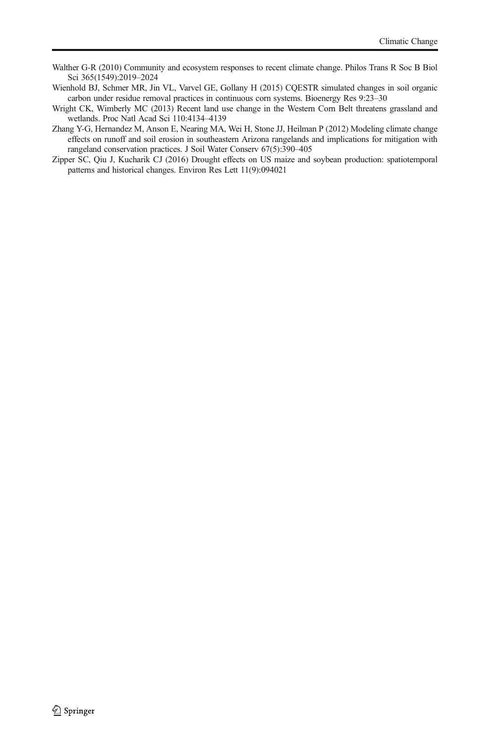Walther G-R (2010) Community and ecosystem responses to recent climate change. Philos Trans R Soc B Biol Sci 365(1549):2019–2024

Wienhold BJ, Schmer MR, Jin VL, Varvel GE, Gollany H (2015) CQESTR simulated changes in soil organic carbon under residue removal practices in continuous corn systems. Bioenergy Res 9:23–30

Wright CK, Wimberly MC (2013) Recent land use change in the Western Corn Belt threatens grassland and wetlands. Proc Natl Acad Sci 110:4134–4139

Zhang Y-G, Hernandez M, Anson E, Nearing MA, Wei H, Stone JJ, Heilman P (2012) Modeling climate change effects on runoff and soil erosion in southeastern Arizona rangelands and implications for mitigation with rangeland conservation practices. J Soil Water Conserv 67(5):390–405

Zipper SC, Qiu J, Kucharik CJ (2016) Drought effects on US maize and soybean production: spatiotemporal patterns and historical changes. Environ Res Lett 11(9):094021